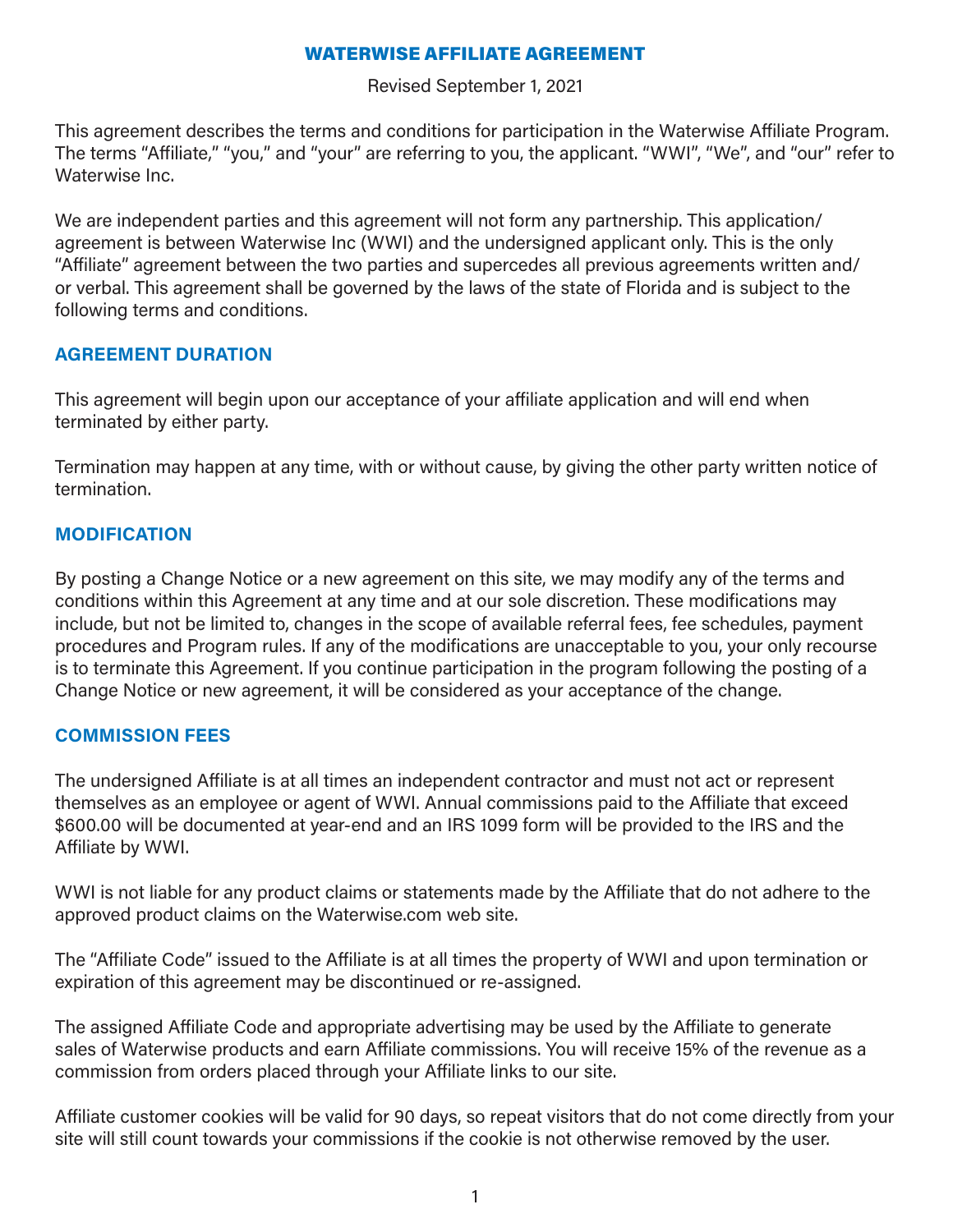# WATERWISE AFFILIATE AGREEMENT

Revised September 1, 2021

This agreement describes the terms and conditions for participation in the Waterwise Affiliate Program. The terms “Affiliate,” “you,” and “your” are referring to you, the applicant. “WWI”, “We”, and “our” refer to Waterwise Inc.

We are independent parties and this agreement will not form any partnership. This application/agreement is between Waterwise Inc (WWI) and the undersigned applicant only. This is the only “Affiliate” agreement between the two parties and supercedes all previous agreements written and/or verbal. This agreement shall be governed by the laws of the state of Florida and is subject to the following terms and conditions.

## AGREEMENT DURATION

This agreement will begin upon our acceptance of your affiliate application and will end when terminated by either party.

Termination may happen at any time, with or without cause, by giving the other party written notice of termination.

## MODIFICATION

By posting a Change Notice or a new agreement on this site, we may modify any of the terms and conditions within this Agreement at any time and at our sole discretion. These modifications may include, but not be limited to, changes in the scope of available referral fees, fee schedules, payment procedures and Program rules. If any of the modifications are unacceptable to you, your only recourse is to terminate this Agreement. If you continue participation in the program following the posting of a Change Notice or new agreement, it will be considered as your acceptance of the change.

## COMMISSION FEES

The undersigned Affiliate is at all times an independent contractor and must not act or represent themselves as an employee or agent of WWI. Annual commissions paid to the Affiliate that exceed $600.00 will be documented at year-end and an IRS 1099 form will be provided to the IRS and the Affiliate by WWI.

WWI is not liable for any product claims or statements made by the Affiliate that do not adhere to the approved product claims on the Waterwise.com web site.

The “Affiliate Code” issued to the Affiliate is at all times the property of WWI and upon termination or expiration of this agreement may be discontinued or re-assigned.

The assigned Affiliate Code and appropriate advertising may be used by the Affiliate to generate sales of Waterwise products and earn Affiliate commissions. You will receive 15% of the revenue as a commission from orders placed through your Affiliate links to our site.

Affiliate customer cookies will be valid for 90 days, so repeat visitors that do not come directly from your site will still count towards your commissions if the cookie is not otherwise removed by the user.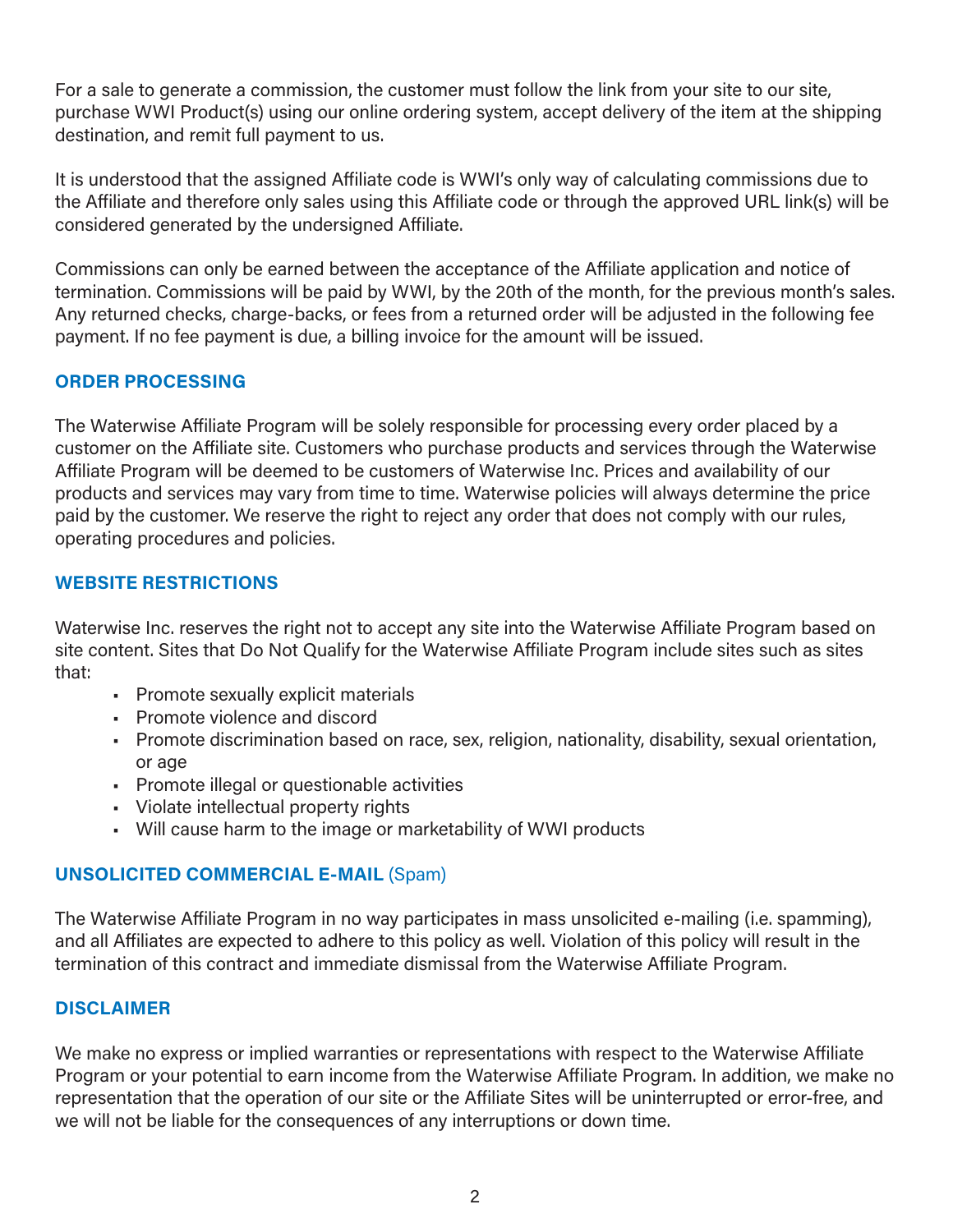For a sale to generate a commission, the customer must follow the link from your site to our site, purchase WWI Product(s) using our online ordering system, accept delivery of the item at the shipping destination, and remit full payment to us.

It is understood that the assigned Affiliate code is WWI's only way of calculating commissions due to the Affiliate and therefore only sales using this Affiliate code or through the approved URL link(s) will be considered generated by the undersigned Affiliate.

Commissions can only be earned between the acceptance of the Affiliate application and notice of termination. Commissions will be paid by WWI, by the 20th of the month, for the previous month's sales. Any returned checks, charge-backs, or fees from a returned order will be adjusted in the following fee payment. If no fee payment is due, a billing invoice for the amount will be issued.

## ORDER PROCESSING

The Waterwise Affiliate Program will be solely responsible for processing every order placed by a customer on the Affiliate site. Customers who purchase products and services through the Waterwise Affiliate Program will be deemed to be customers of Waterwise Inc. Prices and availability of our products and services may vary from time to time. Waterwise policies will always determine the price paid by the customer. We reserve the right to reject any order that does not comply with our rules, operating procedures and policies.

## WEBSITE RESTRICTIONS

Waterwise Inc. reserves the right not to accept any site into the Waterwise Affiliate Program based on site content. Sites that Do Not Qualify for the Waterwise Affiliate Program include sites such as sites that:

- Promote sexually explicit materials
- Promote violence and discord
- Promote discrimination based on race, sex, religion, nationality, disability, sexual orientation, or age
- Promote illegal or questionable activities
- Violate intellectual property rights
- Will cause harm to the image or marketability of WWI products

## UNSOLICITED COMMERCIAL E-MAIL (Spam)

The Waterwise Affiliate Program in no way participates in mass unsolicited e-mailing (i.e. spamming), and all Affiliates are expected to adhere to this policy as well. Violation of this policy will result in the termination of this contract and immediate dismissal from the Waterwise Affiliate Program.

## DISCLAIMER

We make no express or implied warranties or representations with respect to the Waterwise Affiliate Program or your potential to earn income from the Waterwise Affiliate Program. In addition, we make no representation that the operation of our site or the Affiliate Sites will be uninterrupted or error-free, and we will not be liable for the consequences of any interruptions or down time.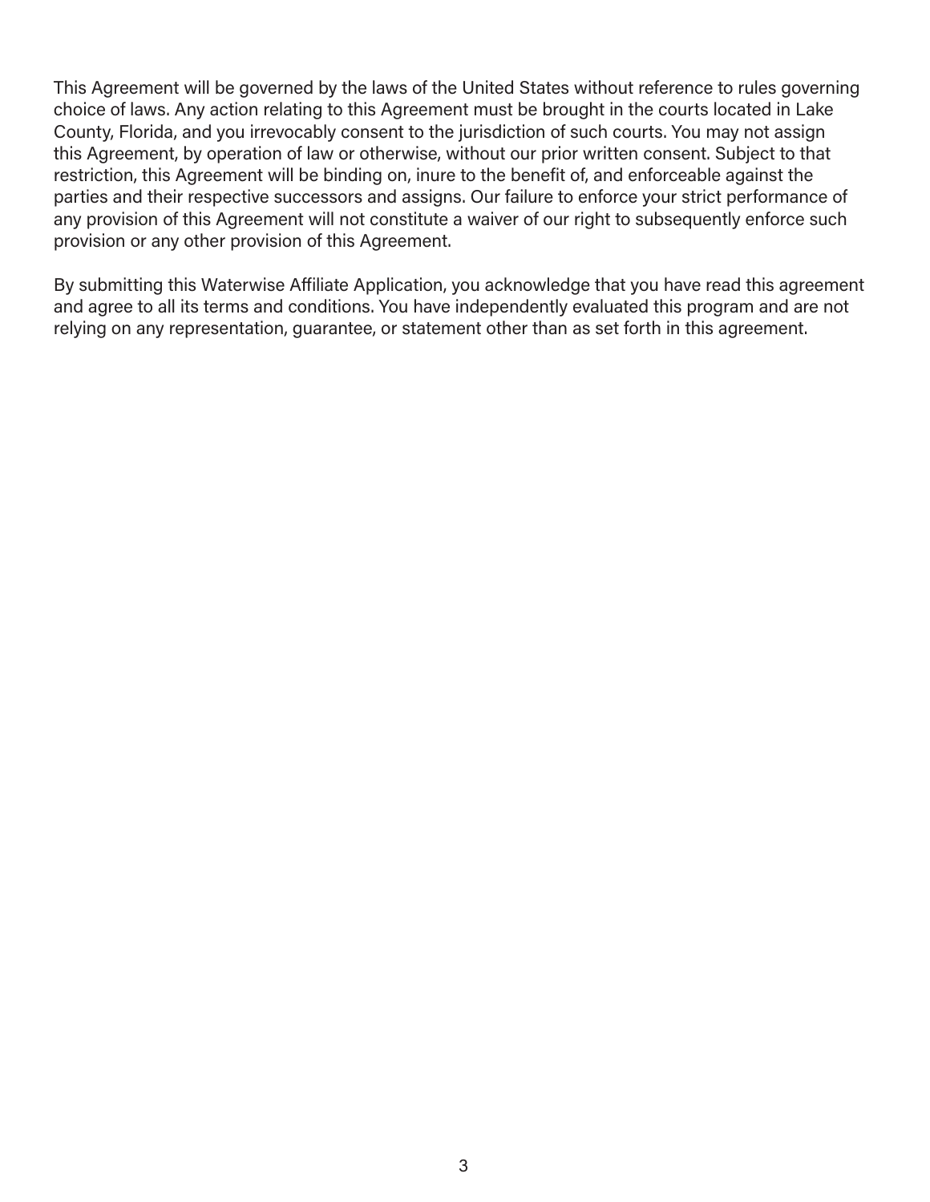This Agreement will be governed by the laws of the United States without reference to rules governing choice of laws. Any action relating to this Agreement must be brought in the courts located in Lake County, Florida, and you irrevocably consent to the jurisdiction of such courts. You may not assign this Agreement, by operation of law or otherwise, without our prior written consent. Subject to that restriction, this Agreement will be binding on, inure to the benefit of, and enforceable against the parties and their respective successors and assigns. Our failure to enforce your strict performance of any provision of this Agreement will not constitute a waiver of our right to subsequently enforce such provision or any other provision of this Agreement.

By submitting this Waterwise Affiliate Application, you acknowledge that you have read this agreement and agree to all its terms and conditions. You have independently evaluated this program and are not relying on any representation, guarantee, or statement other than as set forth in this agreement.